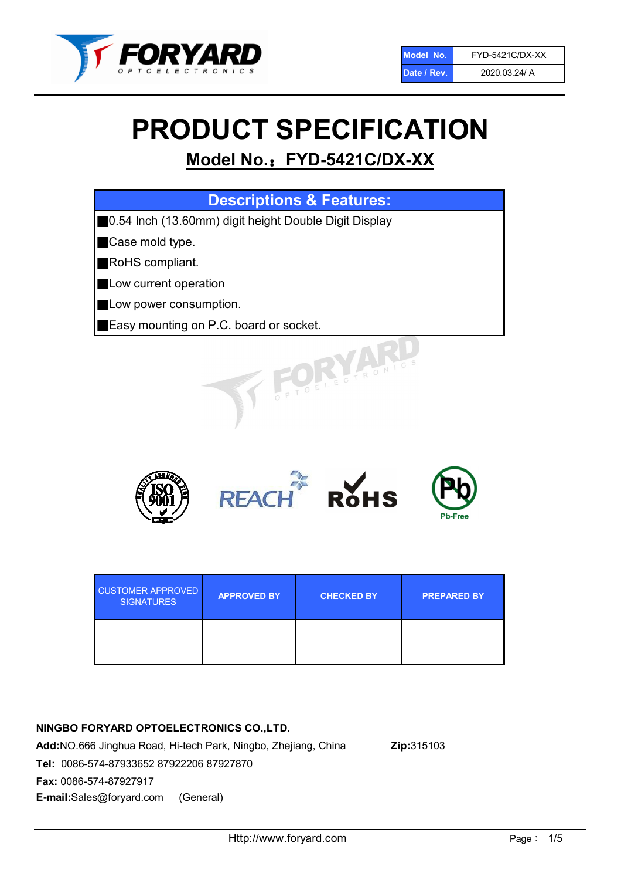| Model No. | FYD-5421C/DX-XX |
| --- | --- |
| Date / Rev. | 2020.03.24/ A |

# PRODUCT SPECIFICATION

## Model No.：FYD-5421C/DX-XX

| Descriptions & Features: |
| --- |
| ■0.54 Inch (13.60mm) digit height Double Digit Display |
| ■Case mold type. |
| ■RoHS compliant. |
| ■Low current operation |
| ■Low power consumption. |
| ■Easy mounting on P.C. board or socket. |

| CUSTOMER APPROVED SIGNATURES | APPROVED BY | CHECKED BY | PREPARED BY |
| --- | --- | --- | --- |
| | | | |

**NINGBO FORYARD OPTOELECTRONICS CO.,LTD.**

**Add:**NO.666 Jinghua Road, Hi-tech Park, Ningbo, Zhejiang, China **Zip:**315103

**Tel:** 0086-574-87933652 87922206 87927870

**Fax:** 0086-574-87927917

**E-mail:**Sales@foryard.com (General)

Http://www.foryard.com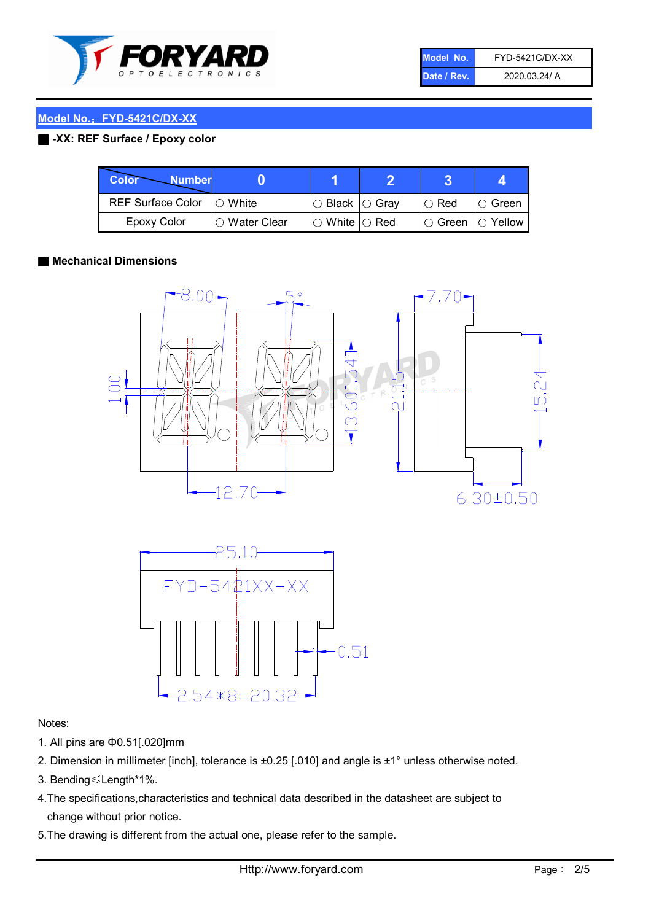## Model No.：FYD-5421C/DX-XX

**-XX: REF Surface / Epoxy color**

| Color \ Number | 0 | 1 | 2 | 3 | 4 |
|---|---|---|---|---|---|
| REF Surface Color | ○ White | ○ Black | ○ Gray | ○ Red | ○ Green |
| Epoxy Color | ○ Water Clear | ○ White | ○ Red | ○ Green | ○ Yellow |

**Mechanical Dimensions**

Notes:

1. All pins are Φ0.51[.020]mm
2. Dimension in millimeter [inch], tolerance is ±0.25 [.010] and angle is ±1° unless otherwise noted.
3. Bending≤Length*1%.
4. The specifications,characteristics and technical data described in the datasheet are subject to change without prior notice.
5. The drawing is different from the actual one, please refer to the sample.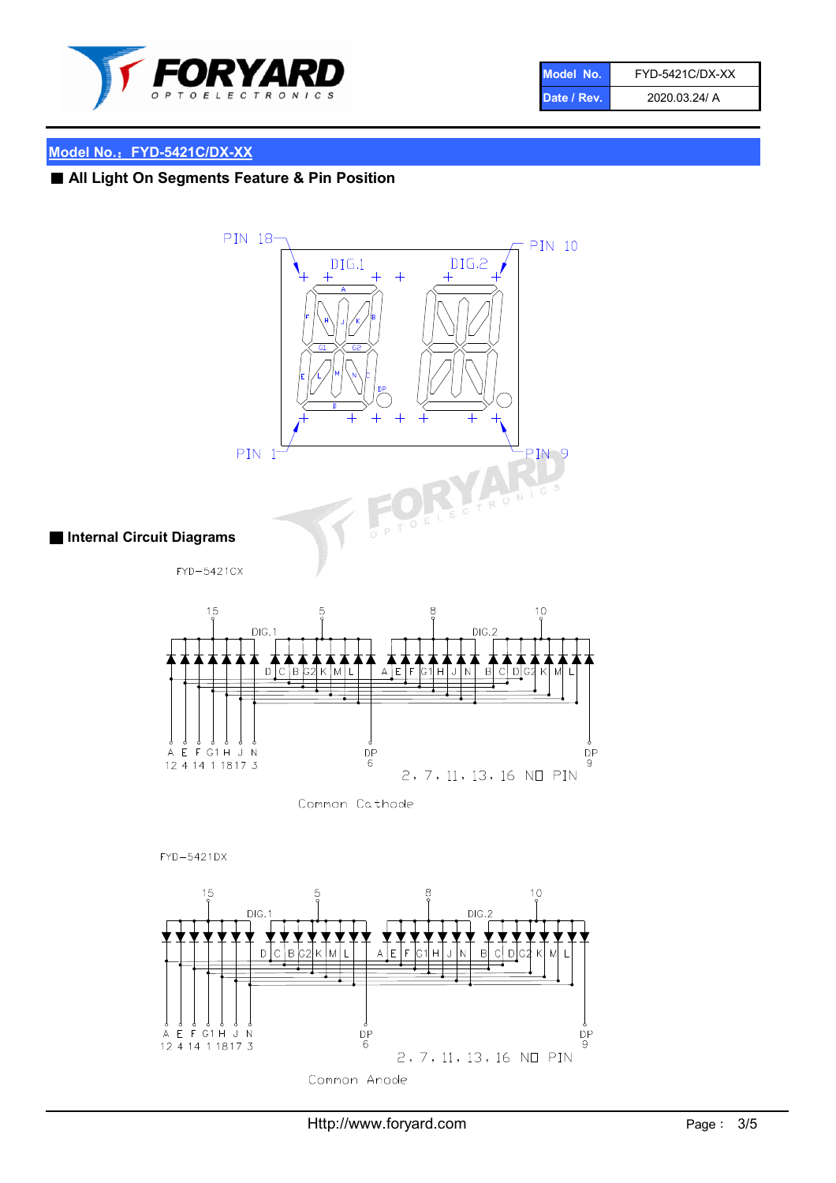## Model No.：FYD-5421C/DX-XX

### ■ All Light On Segments Feature & Pin Position

PIN 18 DIG.1 DIG.2 PIN 10

PIN 1 PIN 9

### ■ Internal Circuit Diagrams

FYD−5421CX

15 5 8 10

DIG.1 DIG.2

D C B G2 K M L A E F G1 H J N B C D G2 K M L

A E F G1 H J N DP DP
12 4 14 1 18 17 3 6 9

2, 7, 11, 13, 16 NO PIN

Common Cathode

FYD−5421DX

15 5 8 10

DIG.1 DIG.2

D C B G2 K M L A E F G1 H J N B C D G2 K M L

A E F G1 H J N DP DP
12 4 14 1 18 17 3 6 9

2, 7, 11, 13, 16 NO PIN

Common Anode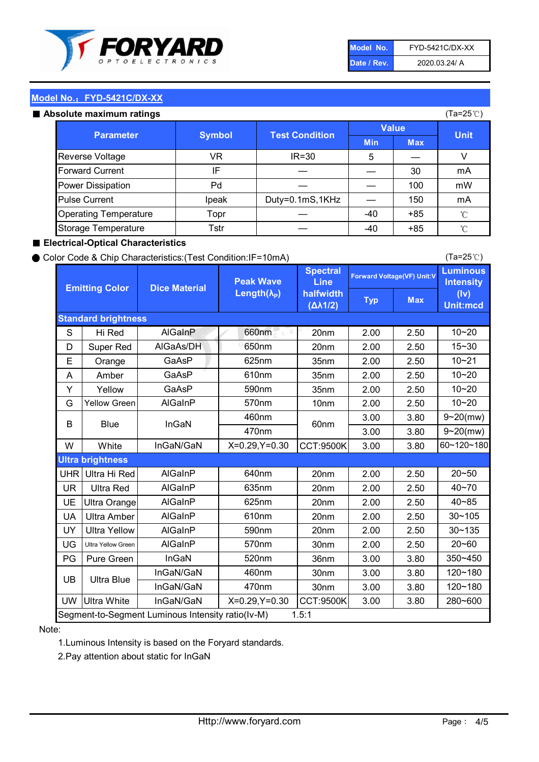| Model No. | FYD-5421C/DX-XX |
| --- | --- |
| Date / Rev. | 2020.03.24/ A |

## Model No.：FYD-5421C/DX-XX

### ■ Absolute maximum ratings

(Ta=25℃)

| Parameter | Symbol | Test Condition | Value | | Unit |
| --- | --- | --- | --- | --- | --- |
| | | | Min | Max | |
| Reverse Voltage | VR | IR=30 | 5 | — | V |
| Forward Current | IF | — | — | 30 | mA |
| Power Dissipation | Pd | — | — | 100 | mW |
| Pulse Current | Ipeak | Duty=0.1mS,1KHz | — | 150 | mA |
| Operating Temperature | Topr | — | -40 | +85 | ℃ |
| Storage Temperature | Tstr | — | -40 | +85 | ℃ |

### ■ Electrical-Optical Characteristics

● Color Code & Chip Characteristics:(Test Condition:IF=10mA)

(Ta=25℃)

| Emitting Color | | Dice Material | Peak Wave Length($\lambda_P$) | Spectral Line halfwidth ($\Delta\lambda 1/2$) | Forward Voltage(VF) Unit:V | | Luminous Intensity (Iv) Unit:mcd |
| --- | --- | --- | --- | --- | --- | --- | --- |
| | | | | | Typ | Max | |
| **Standard brightness** | | | | | | | |
| S | Hi Red | AlGaInP | 660nm | 20nm | 2.00 | 2.50 | 10~20 |
| D | Super Red | AlGaAs/DH | 650nm | 20nm | 2.00 | 2.50 | 15~30 |
| E | Orange | GaAsP | 625nm | 35nm | 2.00 | 2.50 | 10~21 |
| A | Amber | GaAsP | 610nm | 35nm | 2.00 | 2.50 | 10~20 |
| Y | Yellow | GaAsP | 590nm | 35nm | 2.00 | 2.50 | 10~20 |
| G | Yellow Green | AlGaInP | 570nm | 10nm | 2.00 | 2.50 | 10~20 |
| B | Blue | InGaN | 460nm | 60nm | 3.00 | 3.80 | 9~20(mw) |
| | | | 470nm | | 3.00 | 3.80 | 9~20(mw) |
| W | White | InGaN/GaN | X=0.29,Y=0.30 | CCT:9500K | 3.00 | 3.80 | 60~120~180 |
| **Ultra brightness** | | | | | | | |
| UHR | Ultra Hi Red | AlGaInP | 640nm | 20nm | 2.00 | 2.50 | 20~50 |
| UR | Ultra Red | AlGaInP | 635nm | 20nm | 2.00 | 2.50 | 40~70 |
| UE | Ultra Orange | AlGaInP | 625nm | 20nm | 2.00 | 2.50 | 40~85 |
| UA | Ultra Amber | AlGaInP | 610nm | 20nm | 2.00 | 2.50 | 30~105 |
| UY | Ultra Yellow | AlGaInP | 590nm | 20nm | 2.00 | 2.50 | 30~135 |
| UG | Ultra Yellow Green | AlGaInP | 570nm | 30nm | 2.00 | 2.50 | 20~60 |
| PG | Pure Green | InGaN | 520nm | 36nm | 3.00 | 3.80 | 350~450 |
| UB | Ultra Blue | InGaN/GaN | 460nm | 30nm | 3.00 | 3.80 | 120~180 |
| | | InGaN/GaN | 470nm | 30nm | 3.00 | 3.80 | 120~180 |
| UW | Ultra White | InGaN/GaN | X=0.29,Y=0.30 | CCT:9500K | 3.00 | 3.80 | 280~600 |
| Segment-to-Segment Luminous Intensity ratio(Iv-M) | | | | 1.5:1 | | | |

Note:

1. Luminous Intensity is based on the Foryard standards.
2. Pay attention about static for InGaN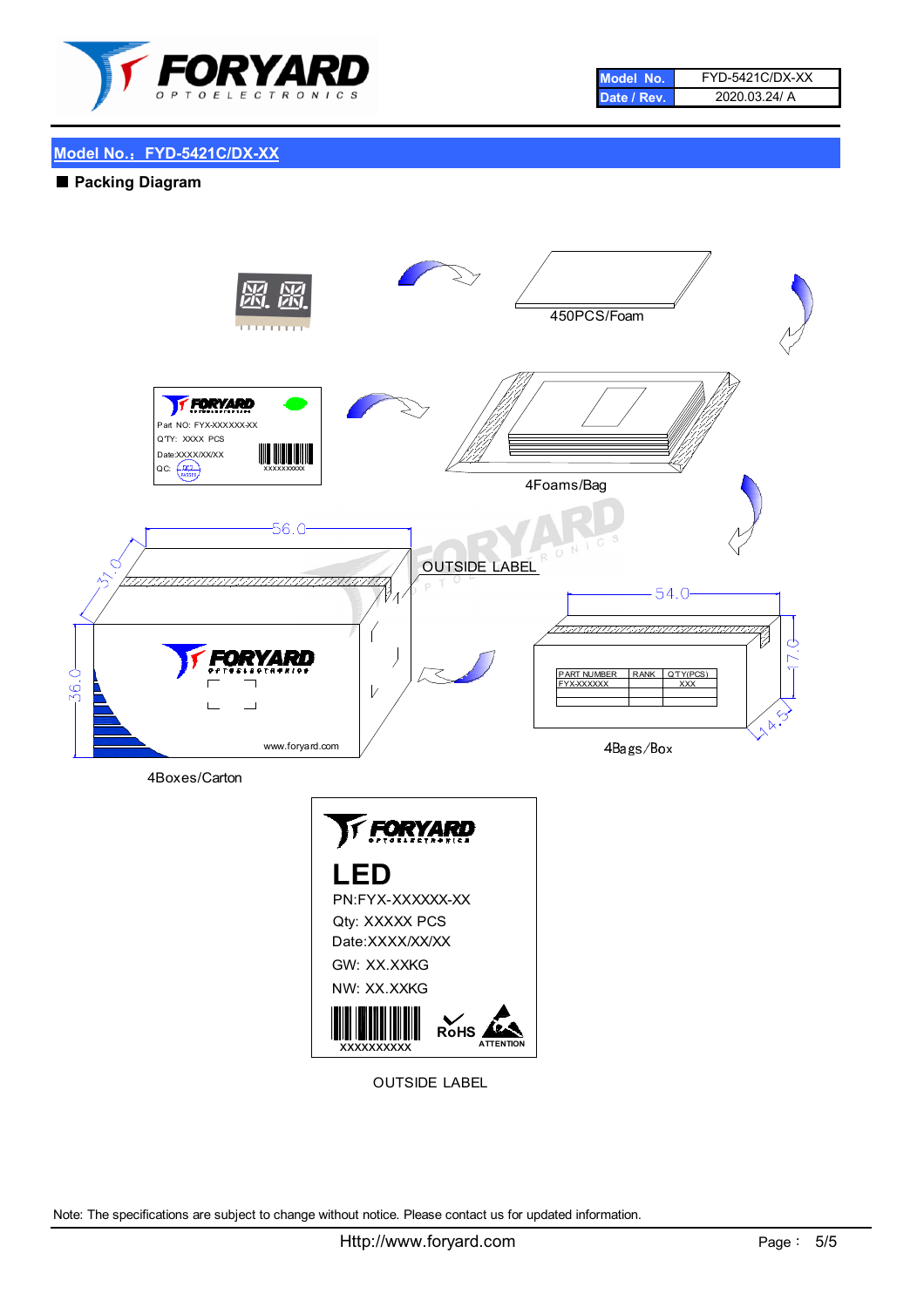| Model No. | FYD-5421C/DX-XX |
|---|---|
| Date / Rev. | 2020.03.24/ A |

## Model No.：FYD-5421C/DX-XX

■ Packing Diagram

450PCS/Foam

Part NO: FYX-XXXXXXX-XX
Q'TY: XXXX PCS
Date:XXXX/XX/XX
QC:

4Foams/Bag

56.0

31.0

36.0

OUTSIDE LABEL

www.foryard.com

4Boxes/Carton

54.0

17.0

14.5

| PART NUMBER | RANK | Q'TY(PCS) |
|---|---|---|
| FYX-XXXXXX | | XXX |

4Bags/Box

LED
PN:FYX-XXXXXX-XX
Qty: XXXXX PCS
Date:XXXX/XX/XX
GW: XX.XXKG
NW: XX.XXKG
XXXXXXXXXX
RoHS
ATTENTION

OUTSIDE LABEL

Note: The specifications are subject to change without notice. Please contact us for updated information.

Http://www.foryard.com